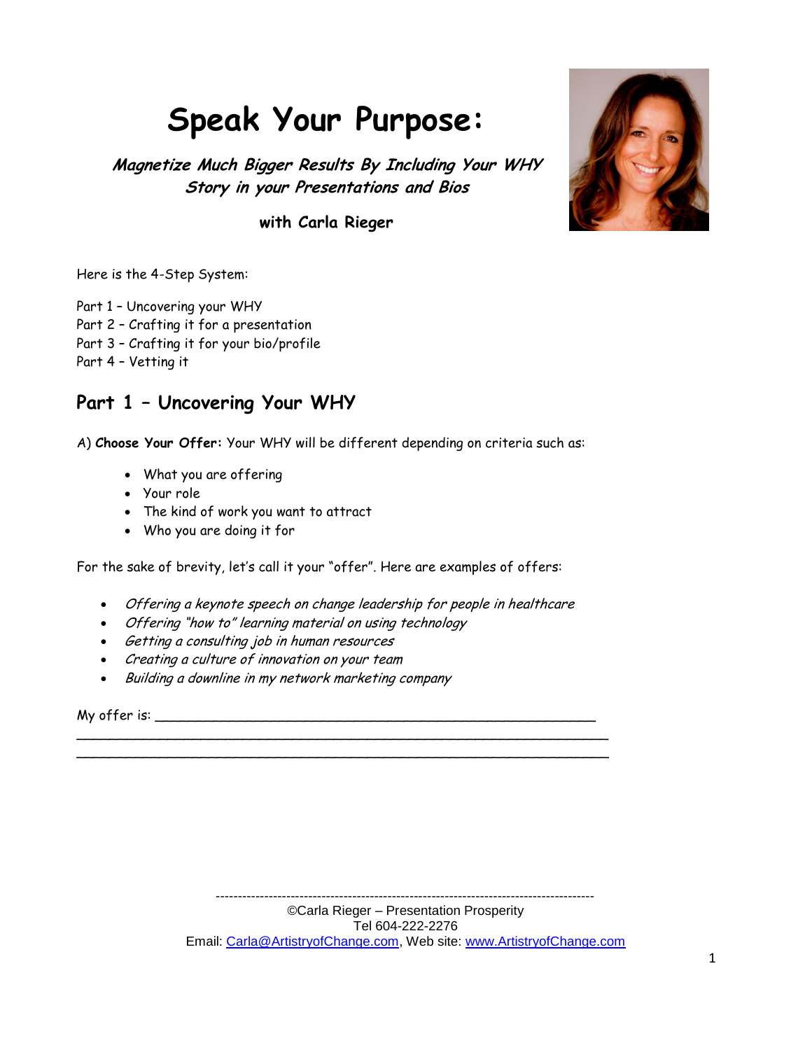# Speak Your Purpose:

***Magnetize Much Bigger Results By Including Your WHY Story in your Presentations and Bios***

**with Carla Rieger**

Here is the 4-Step System:

Part 1 – Uncovering your WHY
Part 2 – Crafting it for a presentation
Part 3 – Crafting it for your bio/profile
Part 4 – Vetting it

## Part 1 – Uncovering Your WHY

A) **Choose Your Offer:** Your WHY will be different depending on criteria such as:

- What you are offering
- Your role
- The kind of work you want to attract
- Who you are doing it for

For the sake of brevity, let's call it your "offer". Here are examples of offers:

- *Offering a keynote speech on change leadership for people in healthcare*
- *Offering "how to" learning material on using technology*
- *Getting a consulting job in human resources*
- *Creating a culture of innovation on your team*
- *Building a downline in my network marketing company*

My offer is: ____________________________________________________________
______________________________________________________________________
______________________________________________________________________

©Carla Rieger – Presentation Prosperity
Tel 604-222-2276
Email: Carla@ArtistryofChange.com, Web site: www.ArtistryofChange.com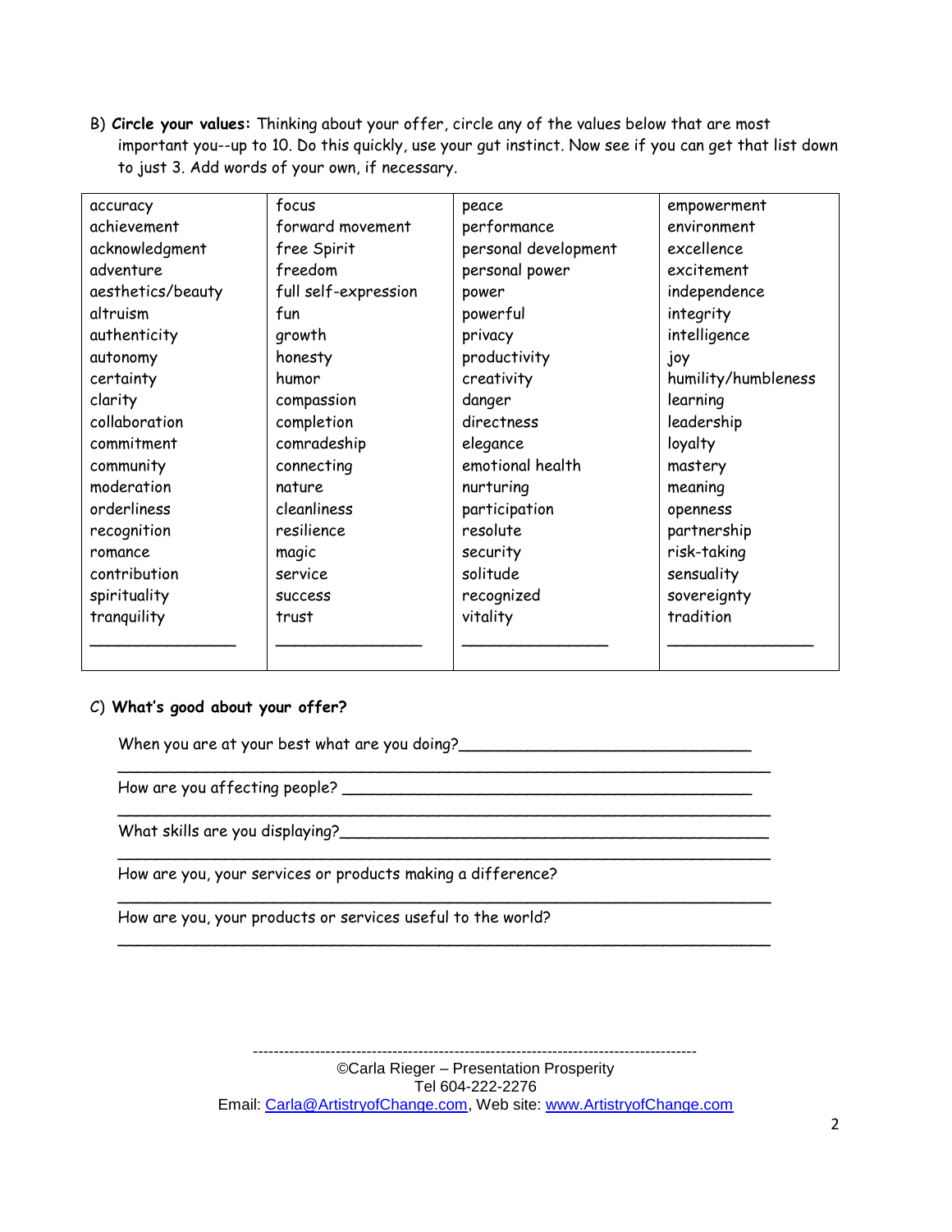B) **Circle your values:** Thinking about your offer, circle any of the values below that are most important you--up to 10. Do this quickly, use your gut instinct. Now see if you can get that list down to just 3. Add words of your own, if necessary.

| | | | |
|---|---|---|---|
| accuracy | focus | peace | empowerment |
| achievement | forward movement | performance | environment |
| acknowledgment | free Spirit | personal development | excellence |
| adventure | freedom | personal power | excitement |
| aesthetics/beauty | full self-expression | power | independence |
| altruism | fun | powerful | integrity |
| authenticity | growth | privacy | intelligence |
| autonomy | honesty | productivity | joy |
| certainty | humor | creativity | humility/humbleness |
| clarity | compassion | danger | learning |
| collaboration | completion | directness | leadership |
| commitment | comradeship | elegance | loyalty |
| community | connecting | emotional health | mastery |
| moderation | nature | nurturing | meaning |
| orderliness | cleanliness | participation | openness |
| recognition | resilience | resolute | partnership |
| romance | magic | security | risk-taking |
| contribution | service | solitude | sensuality |
| spirituality | success | recognized | sovereignty |
| tranquility | trust | vitality | tradition |
| _______________ | _______________ | _______________ | _______________ |

C) **What's good about your offer?**

When you are at your best what are you doing?______________________________

_____________________________________________________________________

How are you affecting people? ___________________________________________

_____________________________________________________________________

What skills are you displaying?___________________________________________

_____________________________________________________________________

How are you, your services or products making a difference?

_____________________________________________________________________

How are you, your products or services useful to the world?

_____________________________________________________________________

©Carla Rieger – Presentation Prosperity
Tel 604-222-2276
Email: Carla@ArtistryofChange.com, Web site: www.ArtistryofChange.com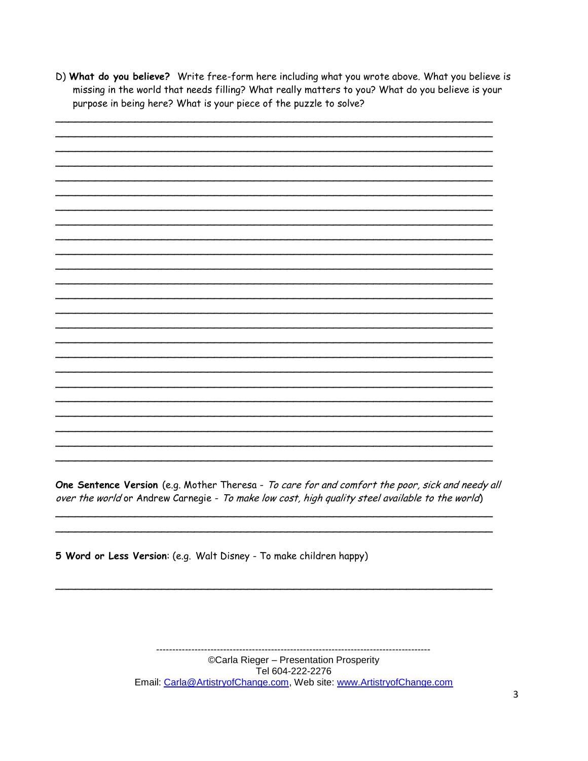D) **What do you believe?** Write free-form here including what you wrote above. What you believe is missing in the world that needs filling? What really matters to you? What do you believe is your purpose in being here? What is your piece of the puzzle to solve?

_______________________________________________________________________

_______________________________________________________________________

_______________________________________________________________________

_______________________________________________________________________

_______________________________________________________________________

_______________________________________________________________________

_______________________________________________________________________

_______________________________________________________________________

_______________________________________________________________________

_______________________________________________________________________

_______________________________________________________________________

_______________________________________________________________________

_______________________________________________________________________

_______________________________________________________________________

_______________________________________________________________________

_______________________________________________________________________

_______________________________________________________________________

_______________________________________________________________________

_______________________________________________________________________

_______________________________________________________________________

_______________________________________________________________________

_______________________________________________________________________

_______________________________________________________________________

_______________________________________________________________________

**One Sentence Version** (e.g. Mother Theresa - *To care for and comfort the poor, sick and needy all over the world* or Andrew Carnegie - *To make low cost, high quality steel available to the world*)

_______________________________________________________________________

_______________________________________________________________________

**5 Word or Less Version**: (e.g. Walt Disney - To make children happy)

_______________________________________________________________________

©Carla Rieger – Presentation Prosperity
Tel 604-222-2276
Email: Carla@ArtistryofChange.com, Web site: www.ArtistryofChange.com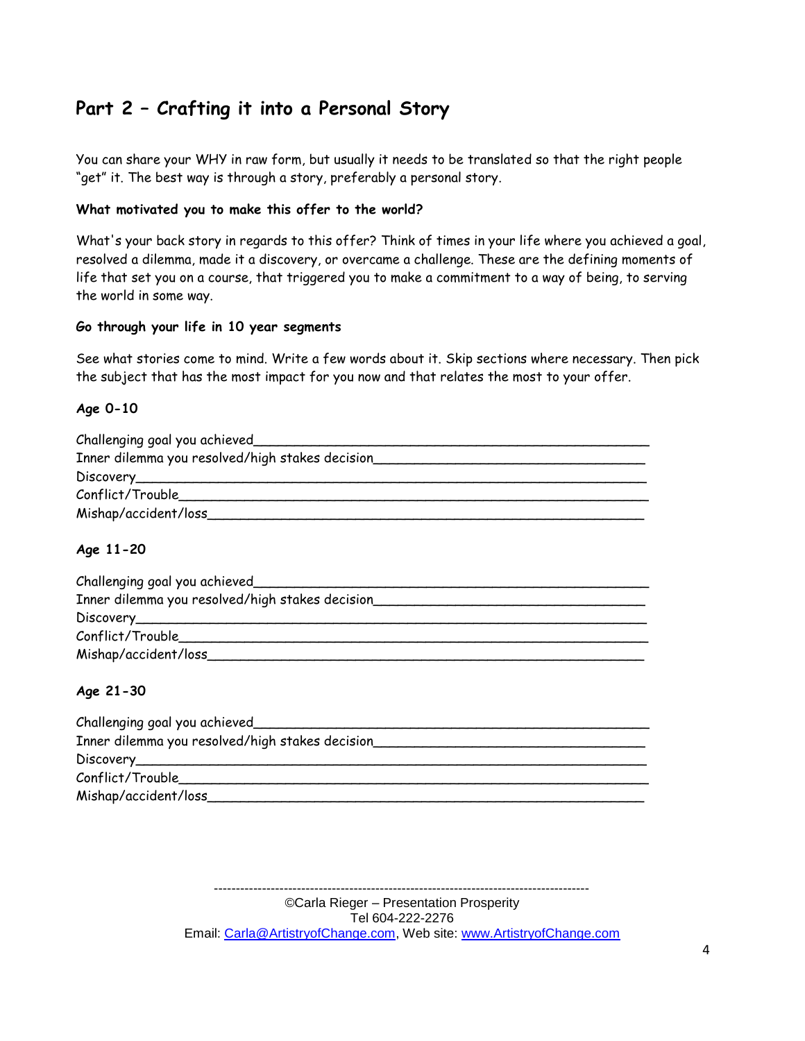## Part 2 – Crafting it into a Personal Story

You can share your WHY in raw form, but usually it needs to be translated so that the right people "get" it. The best way is through a story, preferably a personal story.

**What motivated you to make this offer to the world?**

What's your back story in regards to this offer? Think of times in your life where you achieved a goal, resolved a dilemma, made it a discovery, or overcame a challenge. These are the defining moments of life that set you on a course, that triggered you to make a commitment to a way of being, to serving the world in some way.

**Go through your life in 10 year segments**

See what stories come to mind. Write a few words about it. Skip sections where necessary. Then pick the subject that has the most impact for you now and that relates the most to your offer.

**Age 0-10**

Challenging goal you achieved_______________________________________________
Inner dilemma you resolved/high stakes decision_______________________________
Discovery_________________________________________________________________
Conflict/Trouble___________________________________________________________
Mishap/accident/loss_______________________________________________________

**Age 11-20**

Challenging goal you achieved_______________________________________________
Inner dilemma you resolved/high stakes decision_______________________________
Discovery_________________________________________________________________
Conflict/Trouble___________________________________________________________
Mishap/accident/loss_______________________________________________________

**Age 21-30**

Challenging goal you achieved_______________________________________________
Inner dilemma you resolved/high stakes decision_______________________________
Discovery_________________________________________________________________
Conflict/Trouble___________________________________________________________
Mishap/accident/loss_______________________________________________________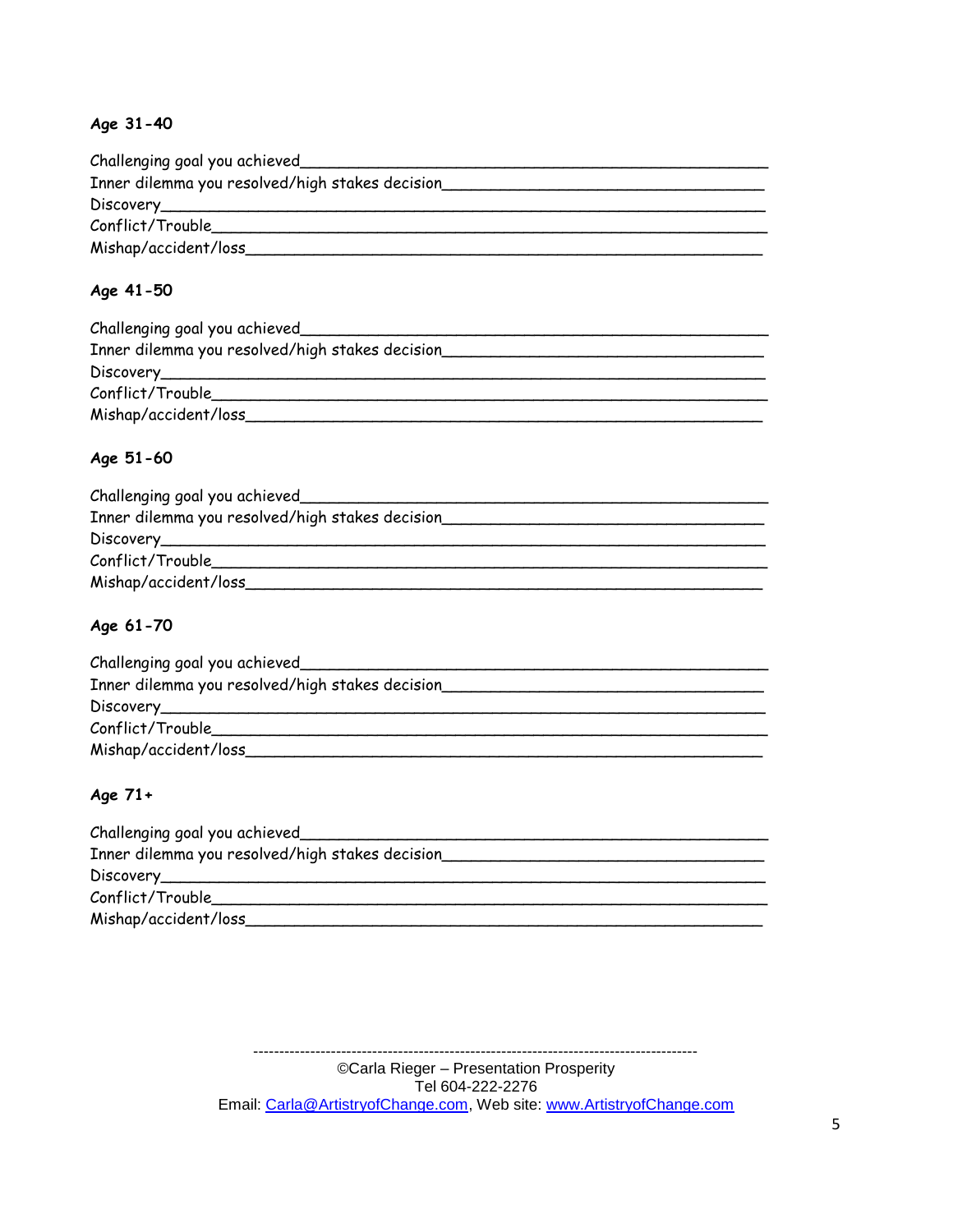**Age 31-40**

Challenging goal you achieved___________________________________________
Inner dilemma you resolved/high stakes decision____________________________
Discovery_________________________________________________________
Conflict/Trouble____________________________________________________
Mishap/accident/loss________________________________________________

**Age 41-50**

Challenging goal you achieved___________________________________________
Inner dilemma you resolved/high stakes decision____________________________
Discovery_________________________________________________________
Conflict/Trouble____________________________________________________
Mishap/accident/loss________________________________________________

**Age 51-60**

Challenging goal you achieved___________________________________________
Inner dilemma you resolved/high stakes decision____________________________
Discovery_________________________________________________________
Conflict/Trouble____________________________________________________
Mishap/accident/loss________________________________________________

**Age 61-70**

Challenging goal you achieved___________________________________________
Inner dilemma you resolved/high stakes decision____________________________
Discovery_________________________________________________________
Conflict/Trouble____________________________________________________
Mishap/accident/loss________________________________________________

**Age 71+**

Challenging goal you achieved___________________________________________
Inner dilemma you resolved/high stakes decision____________________________
Discovery_________________________________________________________
Conflict/Trouble____________________________________________________
Mishap/accident/loss________________________________________________

©Carla Rieger – Presentation Prosperity
Tel 604-222-2276
Email: Carla@ArtistryofChange.com, Web site: www.ArtistryofChange.com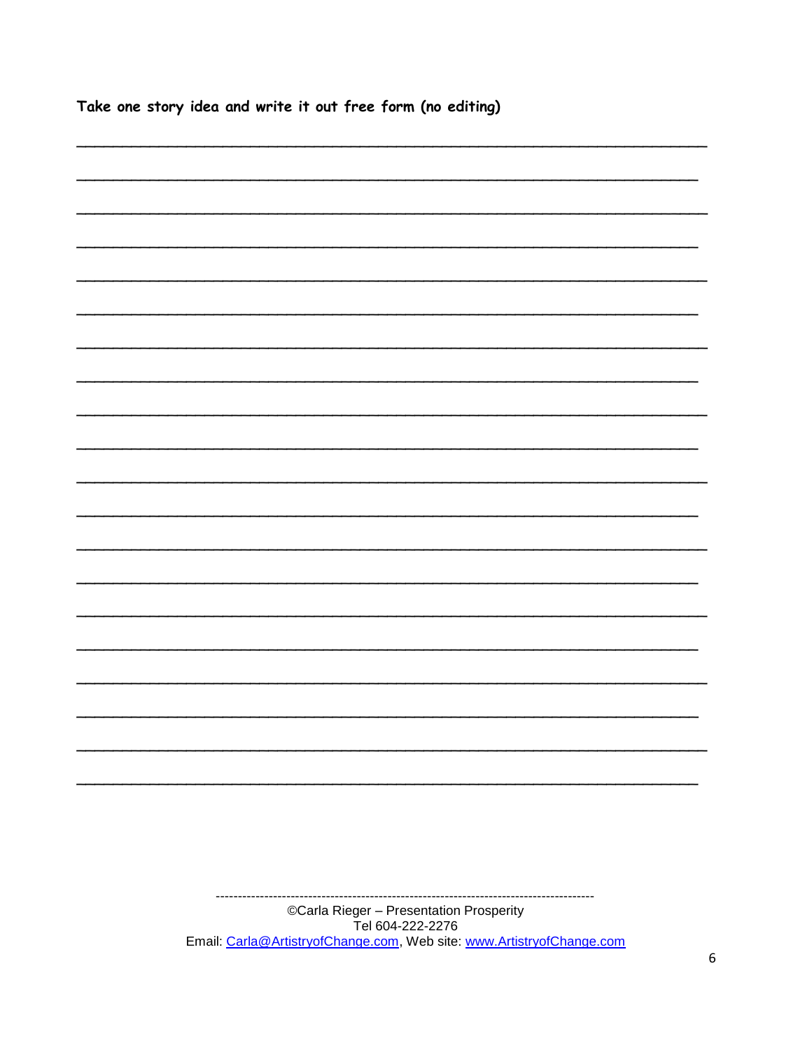**Take one story idea and write it out free form (no editing)**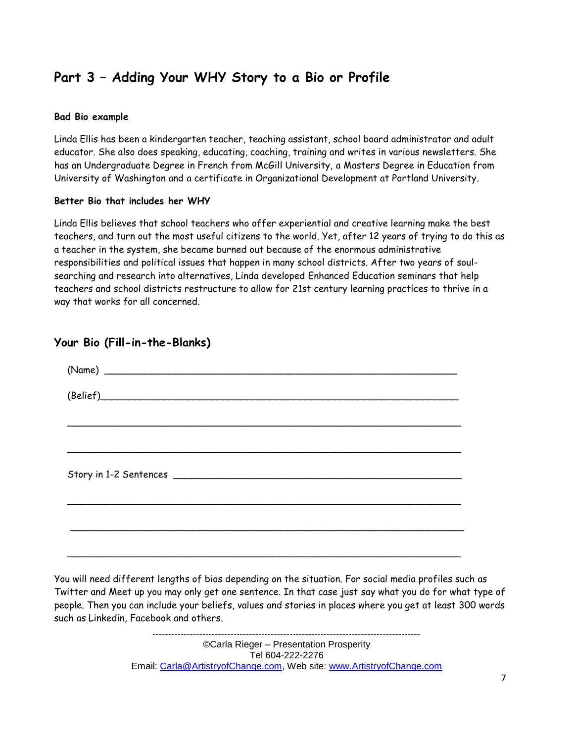## Part 3 – Adding Your WHY Story to a Bio or Profile

**Bad Bio example**

Linda Ellis has been a kindergarten teacher, teaching assistant, school board administrator and adult educator. She also does speaking, educating, coaching, training and writes in various newsletters. She has an Undergraduate Degree in French from McGill University, a Masters Degree in Education from University of Washington and a certificate in Organizational Development at Portland University.

**Better Bio that includes her WHY**

Linda Ellis believes that school teachers who offer experiential and creative learning make the best teachers, and turn out the most useful citizens to the world. Yet, after 12 years of trying to do this as a teacher in the system, she became burned out because of the enormous administrative responsibilities and political issues that happen in many school districts. After two years of soul-searching and research into alternatives, Linda developed Enhanced Education seminars that help teachers and school districts restructure to allow for 21st century learning practices to thrive in a way that works for all concerned.

### Your Bio (Fill-in-the-Blanks)

(Name) ____________________________________________________________

(Belief)____________________________________________________________

____________________________________________________________________

____________________________________________________________________

Story in 1-2 Sentences ______________________________________________

____________________________________________________________________

____________________________________________________________________

____________________________________________________________________

You will need different lengths of bios depending on the situation. For social media profiles such as Twitter and Meet up you may only get one sentence. In that case just say what you do for what type of people. Then you can include your beliefs, values and stories in places where you get at least 300 words such as Linkedin, Facebook and others.

©Carla Rieger – Presentation Prosperity
Tel 604-222-2276
Email: Carla@ArtistryofChange.com, Web site: www.ArtistryofChange.com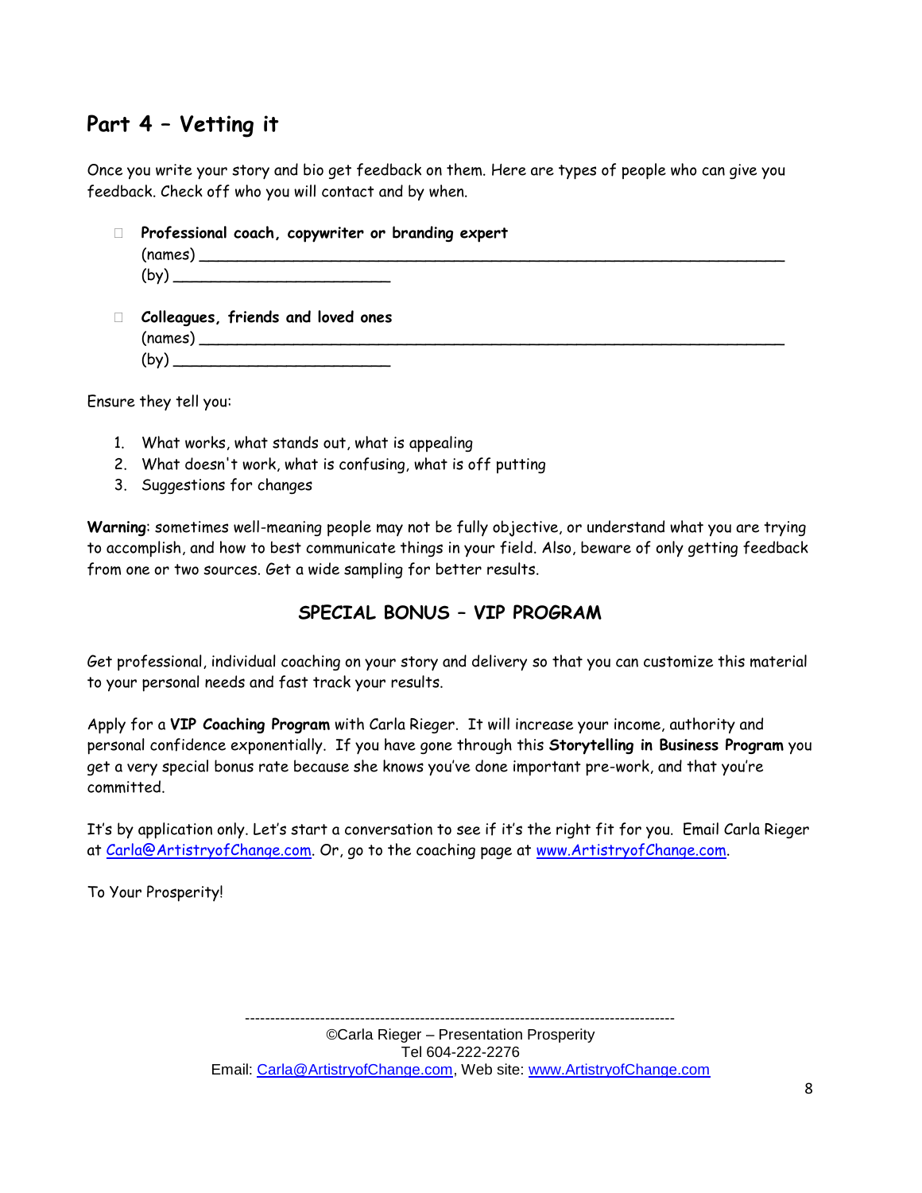## Part 4 – Vetting it

Once you write your story and bio get feedback on them. Here are types of people who can give you feedback. Check off who you will contact and by when.

- ☐ **Professional coach, copywriter or branding expert**
  (names) ___________________________________________________________________
  (by) ________________________

- ☐ **Colleagues, friends and loved ones**
  (names) ___________________________________________________________________
  (by) ________________________

Ensure they tell you:

1. What works, what stands out, what is appealing
2. What doesn't work, what is confusing, what is off putting
3. Suggestions for changes

**Warning**: sometimes well-meaning people may not be fully objective, or understand what you are trying to accomplish, and how to best communicate things in your field. Also, beware of only getting feedback from one or two sources. Get a wide sampling for better results.

### SPECIAL BONUS – VIP PROGRAM

Get professional, individual coaching on your story and delivery so that you can customize this material to your personal needs and fast track your results.

Apply for a **VIP Coaching Program** with Carla Rieger. It will increase your income, authority and personal confidence exponentially. If you have gone through this **Storytelling in Business Program** you get a very special bonus rate because she knows you've done important pre-work, and that you're committed.

It's by application only. Let's start a conversation to see if it's the right fit for you. Email Carla Rieger at Carla@ArtistryofChange.com. Or, go to the coaching page at www.ArtistryofChange.com.

To Your Prosperity!